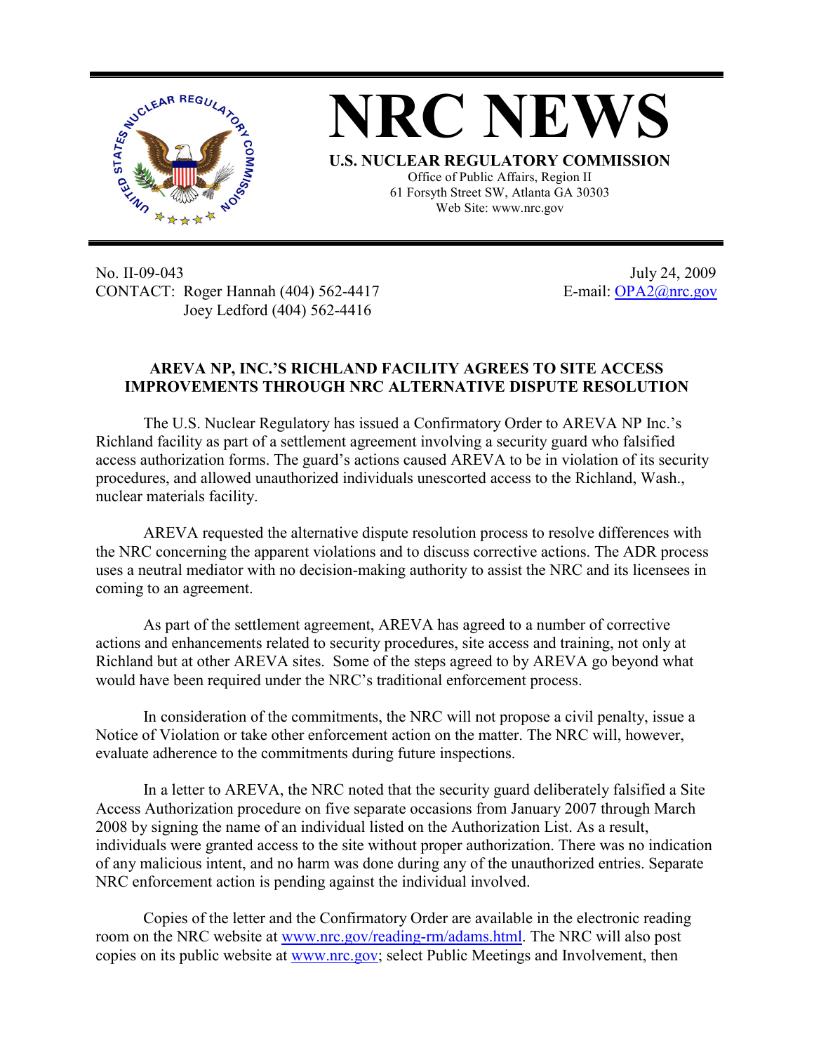# NRC NEWS

**U.S. NUCLEAR REGULATORY COMMISSION**
Office of Public Affairs, Region II
61 Forsyth Street SW, Atlanta GA 30303
Web Site: www.nrc.gov

No. II-09-043
CONTACT: Roger Hannah (404) 562-4417
Joey Ledford (404) 562-4416

July 24, 2009
E-mail: OPA2@nrc.gov

## AREVA NP, INC.'S RICHLAND FACILITY AGREES TO SITE ACCESS IMPROVEMENTS THROUGH NRC ALTERNATIVE DISPUTE RESOLUTION

The U.S. Nuclear Regulatory has issued a Confirmatory Order to AREVA NP Inc.'s Richland facility as part of a settlement agreement involving a security guard who falsified access authorization forms. The guard's actions caused AREVA to be in violation of its security procedures, and allowed unauthorized individuals unescorted access to the Richland, Wash., nuclear materials facility.

AREVA requested the alternative dispute resolution process to resolve differences with the NRC concerning the apparent violations and to discuss corrective actions. The ADR process uses a neutral mediator with no decision-making authority to assist the NRC and its licensees in coming to an agreement.

As part of the settlement agreement, AREVA has agreed to a number of corrective actions and enhancements related to security procedures, site access and training, not only at Richland but at other AREVA sites. Some of the steps agreed to by AREVA go beyond what would have been required under the NRC's traditional enforcement process.

In consideration of the commitments, the NRC will not propose a civil penalty, issue a Notice of Violation or take other enforcement action on the matter. The NRC will, however, evaluate adherence to the commitments during future inspections.

In a letter to AREVA, the NRC noted that the security guard deliberately falsified a Site Access Authorization procedure on five separate occasions from January 2007 through March 2008 by signing the name of an individual listed on the Authorization List. As a result, individuals were granted access to the site without proper authorization. There was no indication of any malicious intent, and no harm was done during any of the unauthorized entries. Separate NRC enforcement action is pending against the individual involved.

Copies of the letter and the Confirmatory Order are available in the electronic reading room on the NRC website at www.nrc.gov/reading-rm/adams.html. The NRC will also post copies on its public website at www.nrc.gov; select Public Meetings and Involvement, then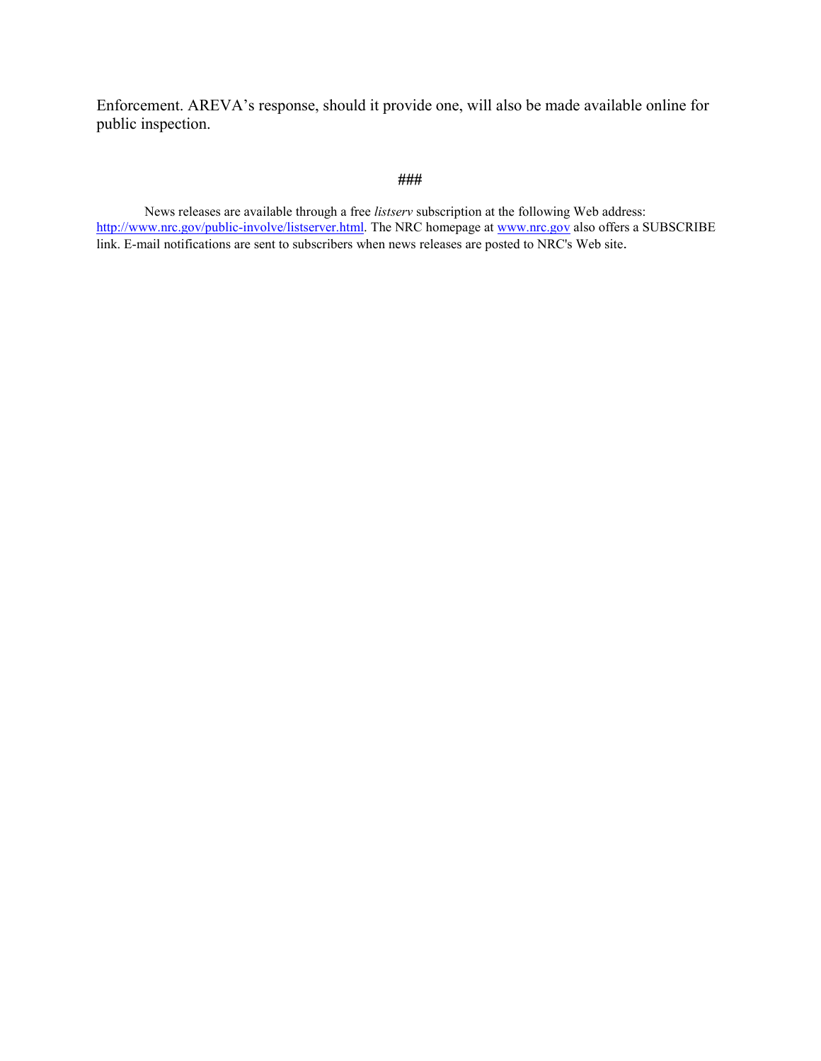Enforcement. AREVA's response, should it provide one, will also be made available online for public inspection.

###

News releases are available through a free *listserv* subscription at the following Web address: http://www.nrc.gov/public-involve/listserver.html. The NRC homepage at www.nrc.gov also offers a SUBSCRIBE link. E-mail notifications are sent to subscribers when news releases are posted to NRC's Web site.